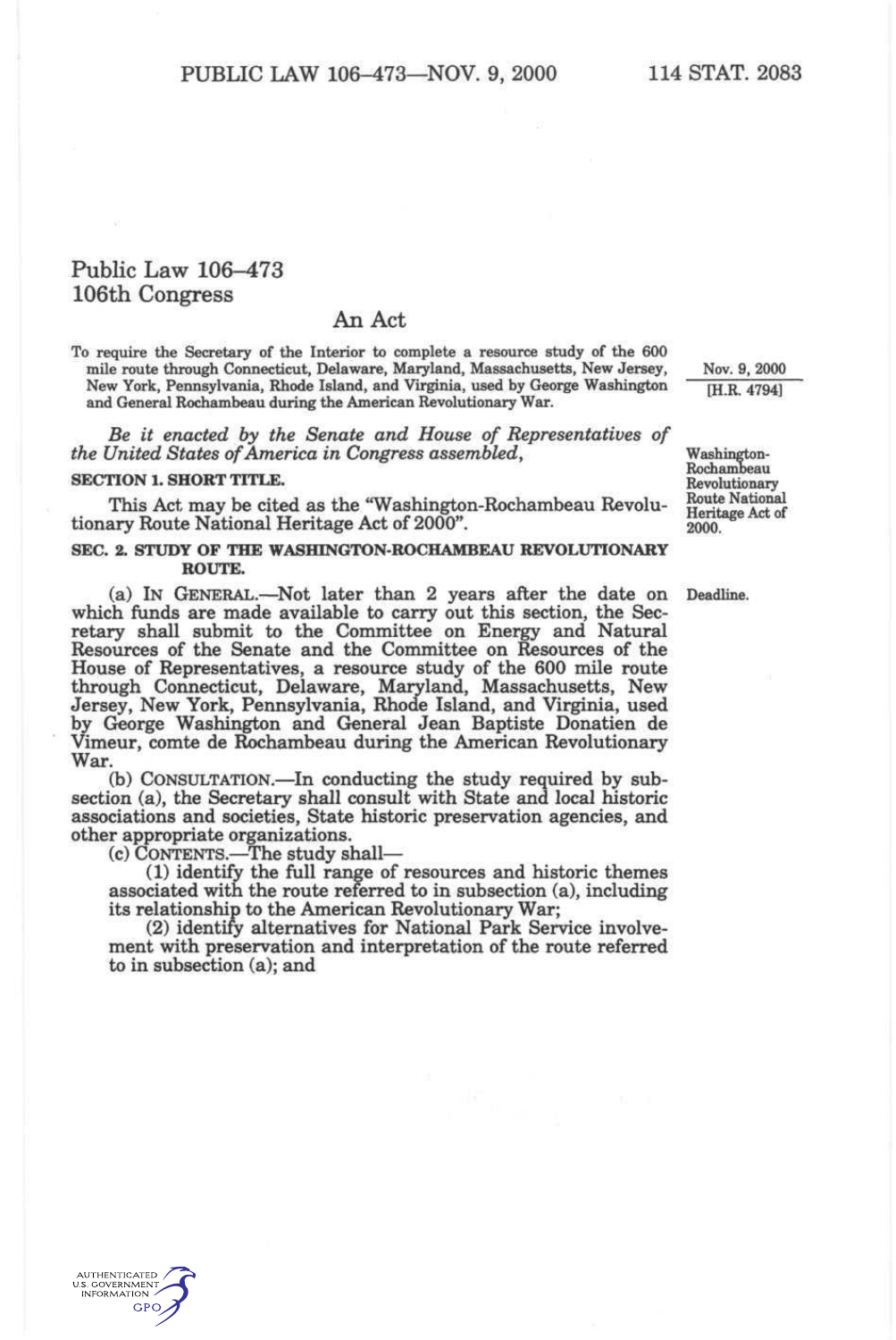# Public Law 106–473
## 106th Congress

### An Act

To require the Secretary of the Interior to complete a resource study of the 600 mile route through Connecticut, Delaware, Maryland, Massachusetts, New Jersey, New York, Pennsylvania, Rhode Island, and Virginia, used by George Washington and General Rochambeau during the American Revolutionary War.

Nov. 9, 2000
[H.R. 4794]

*Be it enacted by the Senate and House of Representatives of the United States of America in Congress assembled,*

Washington-Rochambeau Revolutionary Route National Heritage Act of 2000.

**SECTION 1. SHORT TITLE.**

This Act may be cited as the "Washington-Rochambeau Revolutionary Route National Heritage Act of 2000".

**SEC. 2. STUDY OF THE WASHINGTON-ROCHAMBEAU REVOLUTIONARY ROUTE.**

Deadline.

(a) IN GENERAL.—Not later than 2 years after the date on which funds are made available to carry out this section, the Secretary shall submit to the Committee on Energy and Natural Resources of the Senate and the Committee on Resources of the House of Representatives, a resource study of the 600 mile route through Connecticut, Delaware, Maryland, Massachusetts, New Jersey, New York, Pennsylvania, Rhode Island, and Virginia, used by George Washington and General Jean Baptiste Donatien de Vimeur, comte de Rochambeau during the American Revolutionary War.

(b) CONSULTATION.—In conducting the study required by subsection (a), the Secretary shall consult with State and local historic associations and societies, State historic preservation agencies, and other appropriate organizations.

(c) CONTENTS.—The study shall—

(1) identify the full range of resources and historic themes associated with the route referred to in subsection (a), including its relationship to the American Revolutionary War;

(2) identify alternatives for National Park Service involvement with preservation and interpretation of the route referred to in subsection (a); and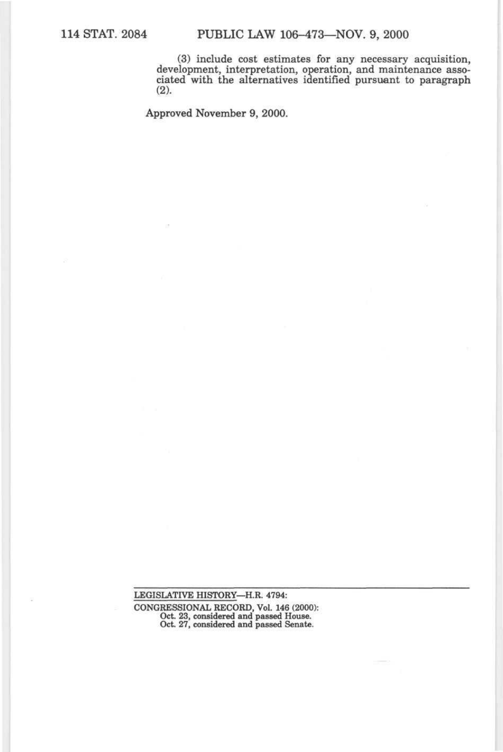(3) include cost estimates for any necessary acquisition, development, interpretation, operation, and maintenance associated with the alternatives identified pursuant to paragraph (2).

Approved November 9, 2000.

---

LEGISLATIVE HISTORY—H.R. 4794:

CONGRESSIONAL RECORD, Vol. 146 (2000):
- Oct. 23, considered and passed House.
- Oct. 27, considered and passed Senate.